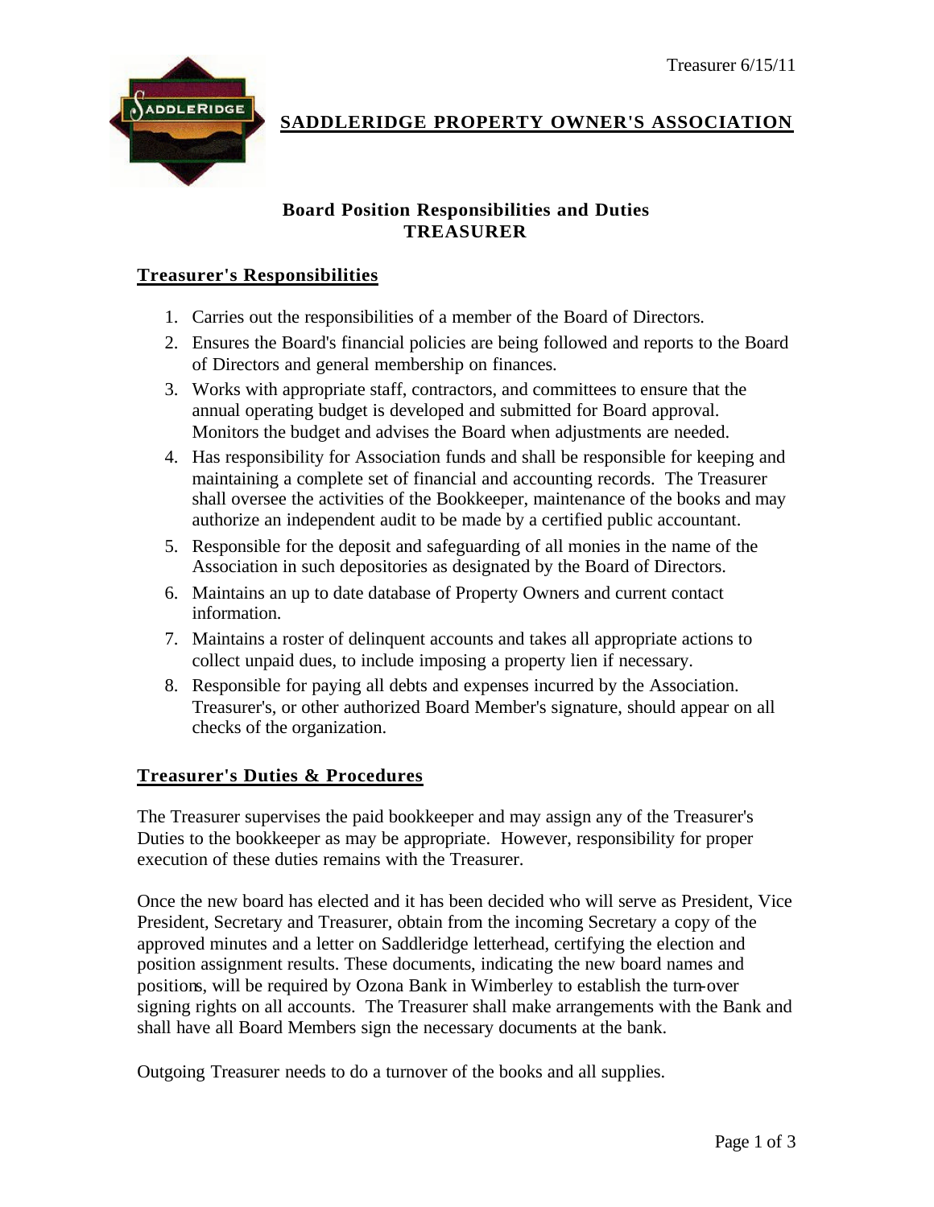# SADDLERIDGE PROPERTY OWNER'S ASSOCIATION

## Board Position Responsibilities and Duties
## TREASURER

### Treasurer's Responsibilities

1. Carries out the responsibilities of a member of the Board of Directors.
2. Ensures the Board's financial policies are being followed and reports to the Board of Directors and general membership on finances.
3. Works with appropriate staff, contractors, and committees to ensure that the annual operating budget is developed and submitted for Board approval. Monitors the budget and advises the Board when adjustments are needed.
4. Has responsibility for Association funds and shall be responsible for keeping and maintaining a complete set of financial and accounting records. The Treasurer shall oversee the activities of the Bookkeeper, maintenance of the books and may authorize an independent audit to be made by a certified public accountant.
5. Responsible for the deposit and safeguarding of all monies in the name of the Association in such depositories as designated by the Board of Directors.
6. Maintains an up to date database of Property Owners and current contact information.
7. Maintains a roster of delinquent accounts and takes all appropriate actions to collect unpaid dues, to include imposing a property lien if necessary.
8. Responsible for paying all debts and expenses incurred by the Association. Treasurer's, or other authorized Board Member's signature, should appear on all checks of the organization.

### Treasurer's Duties & Procedures

The Treasurer supervises the paid bookkeeper and may assign any of the Treasurer's Duties to the bookkeeper as may be appropriate. However, responsibility for proper execution of these duties remains with the Treasurer.

Once the new board has elected and it has been decided who will serve as President, Vice President, Secretary and Treasurer, obtain from the incoming Secretary a copy of the approved minutes and a letter on Saddleridge letterhead, certifying the election and position assignment results. These documents, indicating the new board names and positions, will be required by Ozona Bank in Wimberley to establish the turn-over signing rights on all accounts. The Treasurer shall make arrangements with the Bank and shall have all Board Members sign the necessary documents at the bank.

Outgoing Treasurer needs to do a turnover of the books and all supplies.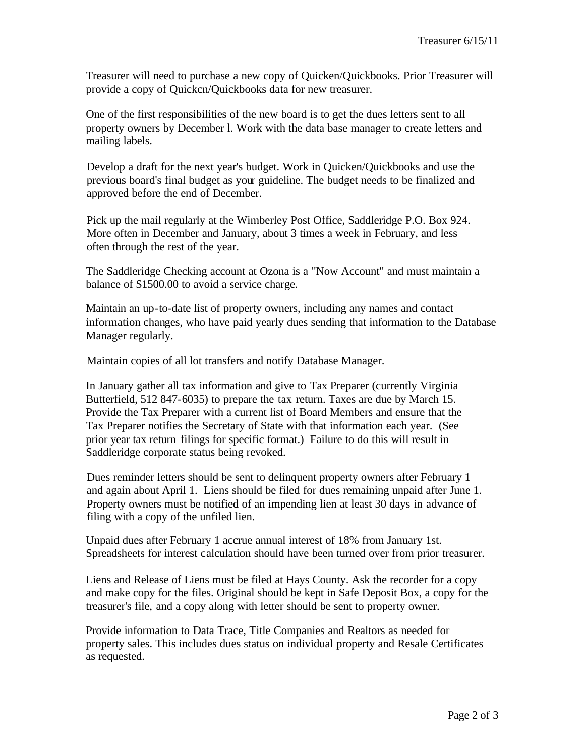Treasurer will need to purchase a new copy of Quicken/Quickbooks. Prior Treasurer will provide a copy of Quickcn/Quickbooks data for new treasurer.

One of the first responsibilities of the new board is to get the dues letters sent to all property owners by December l. Work with the data base manager to create letters and mailing labels.

Develop a draft for the next year's budget. Work in Quicken/Quickbooks and use the previous board's final budget as your guideline. The budget needs to be finalized and approved before the end of December.

Pick up the mail regularly at the Wimberley Post Office, Saddleridge P.O. Box 924. More often in December and January, about 3 times a week in February, and less often through the rest of the year.

The Saddleridge Checking account at Ozona is a "Now Account" and must maintain a balance of $1500.00 to avoid a service charge.

Maintain an up-to-date list of property owners, including any names and contact information changes, who have paid yearly dues sending that information to the Database Manager regularly.

Maintain copies of all lot transfers and notify Database Manager.

In January gather all tax information and give to Tax Preparer (currently Virginia Butterfield, 512 847-6035) to prepare the tax return. Taxes are due by March 15. Provide the Tax Preparer with a current list of Board Members and ensure that the Tax Preparer notifies the Secretary of State with that information each year. (See prior year tax return filings for specific format.) Failure to do this will result in Saddleridge corporate status being revoked.

Dues reminder letters should be sent to delinquent property owners after February 1 and again about April 1. Liens should be filed for dues remaining unpaid after June 1. Property owners must be notified of an impending lien at least 30 days in advance of filing with a copy of the unfiled lien.

Unpaid dues after February 1 accrue annual interest of 18% from January 1st. Spreadsheets for interest calculation should have been turned over from prior treasurer.

Liens and Release of Liens must be filed at Hays County. Ask the recorder for a copy and make copy for the files. Original should be kept in Safe Deposit Box, a copy for the treasurer's file, and a copy along with letter should be sent to property owner.

Provide information to Data Trace, Title Companies and Realtors as needed for property sales. This includes dues status on individual property and Resale Certificates as requested.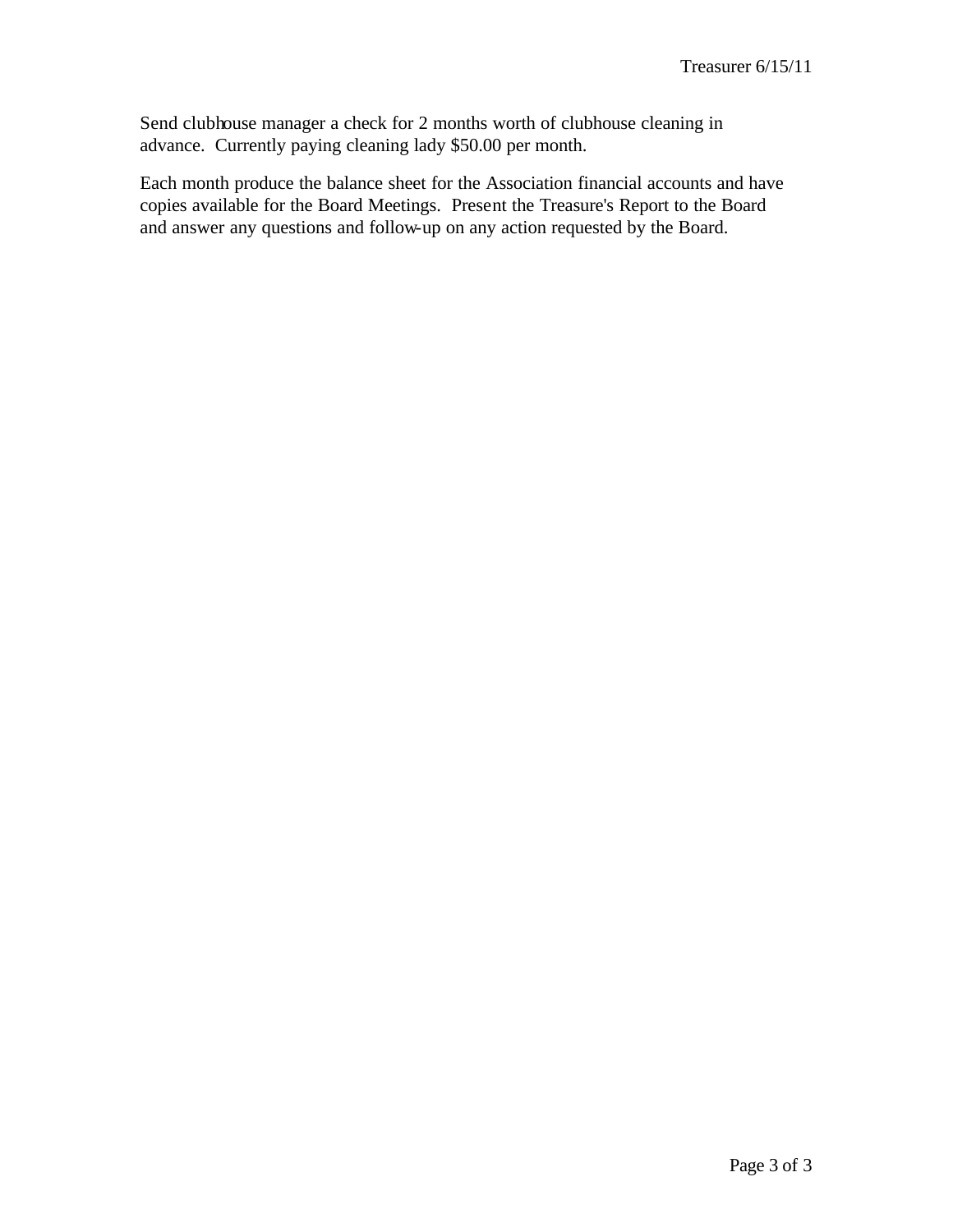Send clubhouse manager a check for 2 months worth of clubhouse cleaning in advance. Currently paying cleaning lady $50.00 per month.

Each month produce the balance sheet for the Association financial accounts and have copies available for the Board Meetings. Present the Treasure's Report to the Board and answer any questions and follow-up on any action requested by the Board.